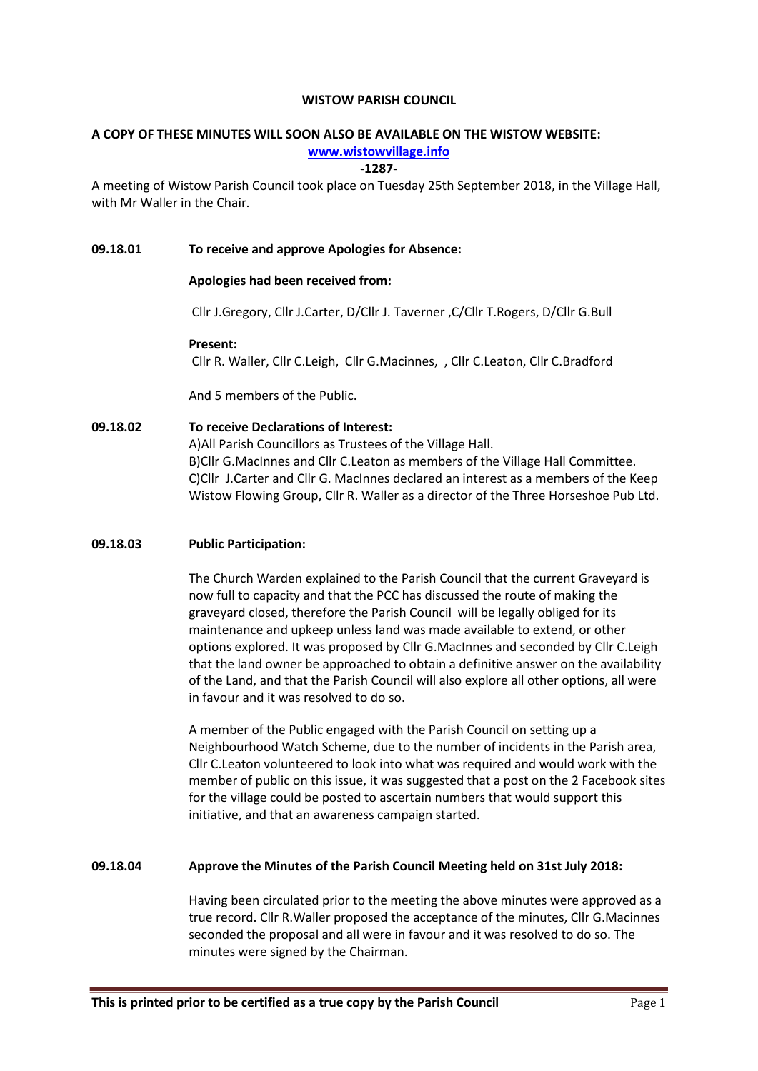**WISTOW PARISH COUNCIL**

**A COPY OF THESE MINUTES WILL SOON ALSO BE AVAILABLE ON THE WISTOW WEBSITE:**

**[www.wistowvillage.info](http://www.wistowvillage.info)**

**-1287-**

A meeting of Wistow Parish Council took place on Tuesday 25th September 2018, in the Village Hall, with Mr Waller in the Chair.

**09.18.01 To receive and approve Apologies for Absence:**

**Apologies had been received from:**

Cllr J.Gregory, Cllr J.Carter, D/Cllr J. Taverner ,C/Cllr T.Rogers, D/Cllr G.Bull

**Present:**

Cllr R. Waller, Cllr C.Leigh, Cllr G.Macinnes, , Cllr C.Leaton, Cllr C.Bradford

And 5 members of the Public.

**09.18.02 To receive Declarations of Interest:**

A)All Parish Councillors as Trustees of the Village Hall.
B)Cllr G.MacInnes and Cllr C.Leaton as members of the Village Hall Committee.
C)Cllr J.Carter and Cllr G. MacInnes declared an interest as a members of the Keep Wistow Flowing Group, Cllr R. Waller as a director of the Three Horseshoe Pub Ltd.

**09.18.03 Public Participation:**

The Church Warden explained to the Parish Council that the current Graveyard is now full to capacity and that the PCC has discussed the route of making the graveyard closed, therefore the Parish Council will be legally obliged for its maintenance and upkeep unless land was made available to extend, or other options explored. It was proposed by Cllr G.MacInnes and seconded by Cllr C.Leigh that the land owner be approached to obtain a definitive answer on the availability of the Land, and that the Parish Council will also explore all other options, all were in favour and it was resolved to do so.

A member of the Public engaged with the Parish Council on setting up a Neighbourhood Watch Scheme, due to the number of incidents in the Parish area, Cllr C.Leaton volunteered to look into what was required and would work with the member of public on this issue, it was suggested that a post on the 2 Facebook sites for the village could be posted to ascertain numbers that would support this initiative, and that an awareness campaign started.

**09.18.04 Approve the Minutes of the Parish Council Meeting held on 31st July 2018:**

Having been circulated prior to the meeting the above minutes were approved as a true record. Cllr R.Waller proposed the acceptance of the minutes, Cllr G.Macinnes seconded the proposal and all were in favour and it was resolved to do so. The minutes were signed by the Chairman.

**This is printed prior to be certified as a true copy by the Parish Council**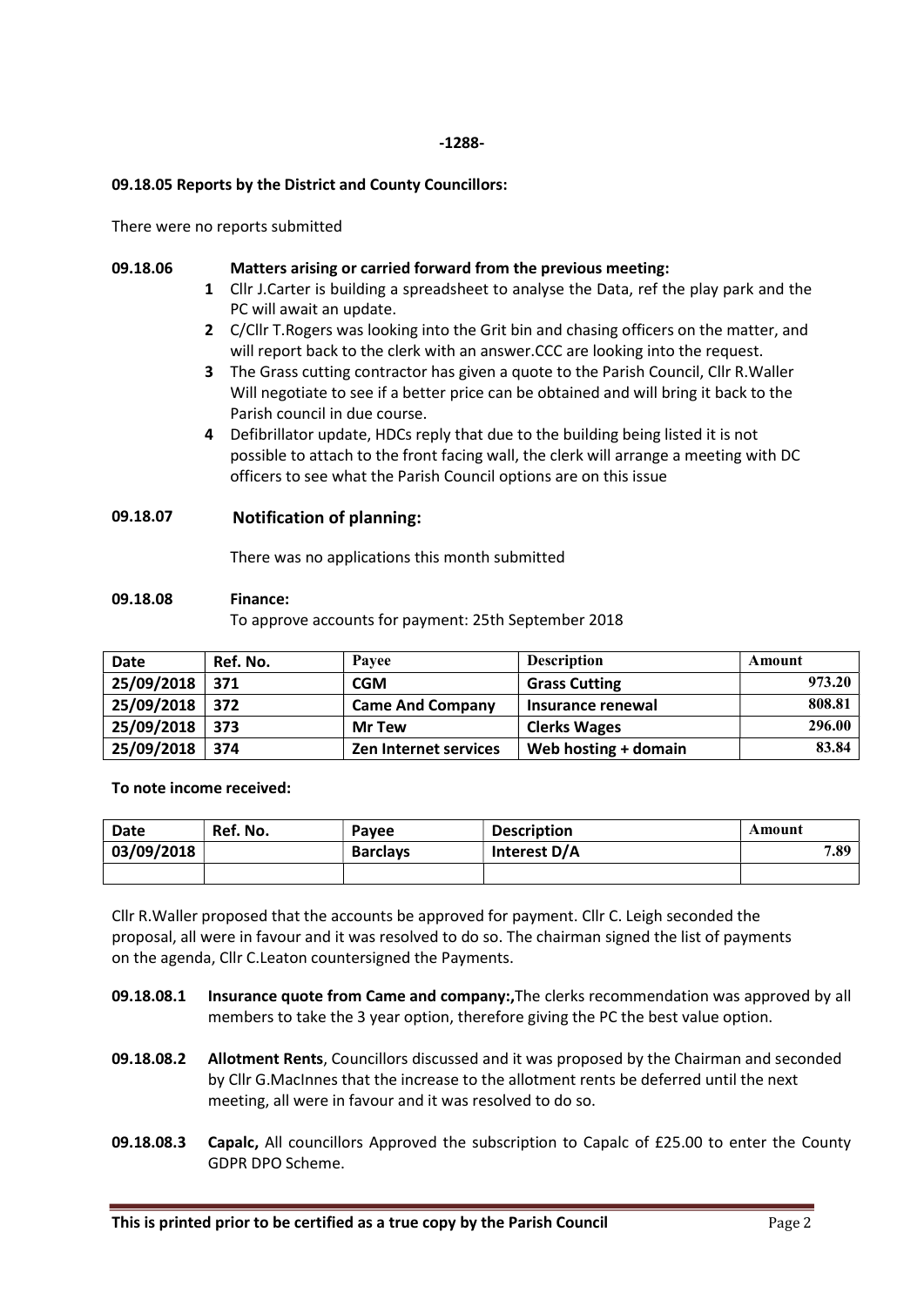**-1288-**

**09.18.05 Reports by the District and County Councillors:**

There were no reports submitted

**09.18.06 Matters arising or carried forward from the previous meeting:**

1. Cllr J.Carter is building a spreadsheet to analyse the Data, ref the play park and the PC will await an update.
2. C/Cllr T.Rogers was looking into the Grit bin and chasing officers on the matter, and will report back to the clerk with an answer.CCC are looking into the request.
3. The Grass cutting contractor has given a quote to the Parish Council, Cllr R.Waller Will negotiate to see if a better price can be obtained and will bring it back to the Parish council in due course.
4. Defibrillator update, HDCs reply that due to the building being listed it is not possible to attach to the front facing wall, the clerk will arrange a meeting with DC officers to see what the Parish Council options are on this issue

**09.18.07 Notification of planning:**

There was no applications this month submitted

**09.18.08 Finance:**

To approve accounts for payment: 25th September 2018

| Date | Ref. No. | Payee | Description | Amount |
|---|---|---|---|---|
| 25/09/2018 | 371 | CGM | Grass Cutting | 973.20 |
| 25/09/2018 | 372 | Came And Company | Insurance renewal | 808.81 |
| 25/09/2018 | 373 | Mr Tew | Clerks Wages | 296.00 |
| 25/09/2018 | 374 | Zen Internet services | Web hosting + domain | 83.84 |

**To note income received:**

| Date | Ref. No. | Payee | Description | Amount |
|---|---|---|---|---|
| 03/09/2018 | | Barclays | Interest D/A | 7.89 |
| | | | | |

Cllr R.Waller proposed that the accounts be approved for payment. Cllr C. Leigh seconded the proposal, all were in favour and it was resolved to do so. The chairman signed the list of payments on the agenda, Cllr C.Leaton countersigned the Payments.

**09.18.08.1 Insurance quote from Came and company:,**The clerks recommendation was approved by all members to take the 3 year option, therefore giving the PC the best value option.

**09.18.08.2 Allotment Rents**, Councillors discussed and it was proposed by the Chairman and seconded by Cllr G.MacInnes that the increase to the allotment rents be deferred until the next meeting, all were in favour and it was resolved to do so.

**09.18.08.3 Capalc,** All councillors Approved the subscription to Capalc of £25.00 to enter the County GDPR DPO Scheme.

**This is printed prior to be certified as a true copy by the Parish Council**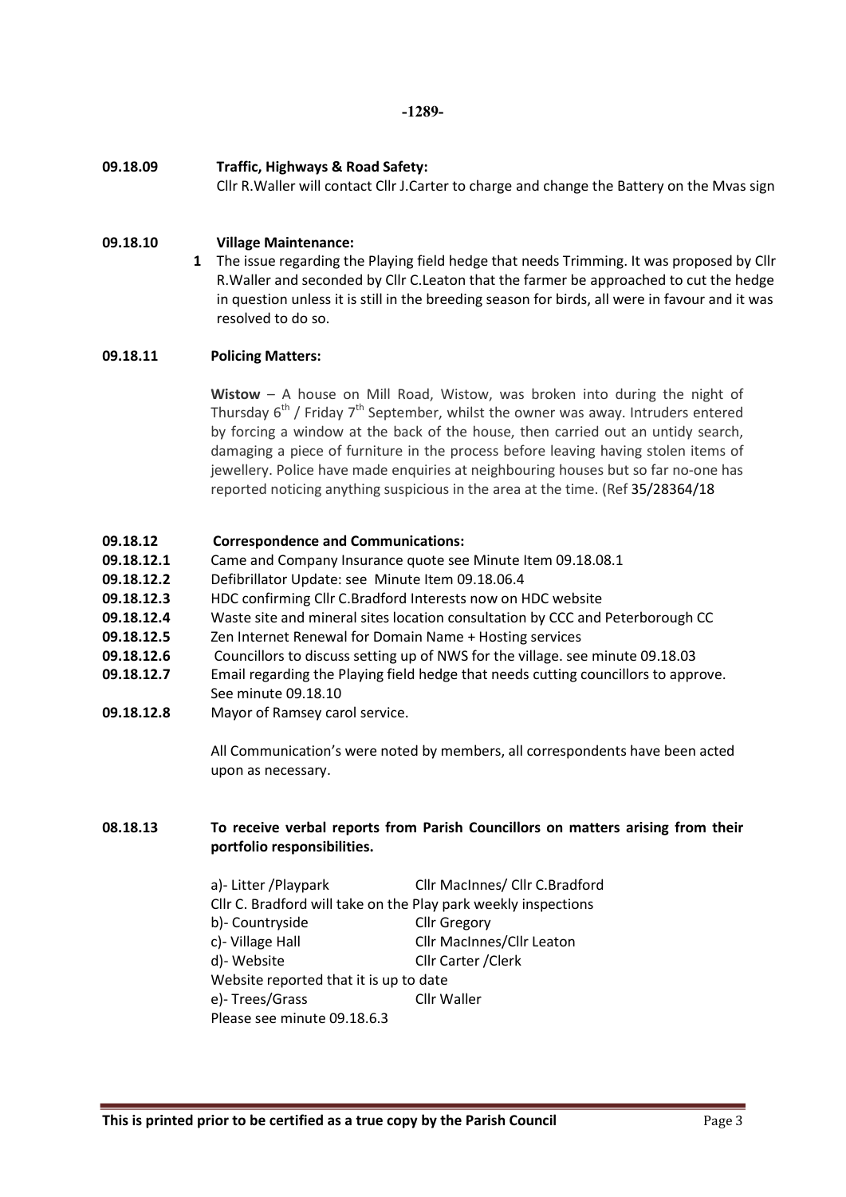**09.18.09 Traffic, Highways & Road Safety:**

Cllr R.Waller will contact Cllr J.Carter to charge and change the Battery on the Mvas sign

**09.18.10 Village Maintenance:**

1. The issue regarding the Playing field hedge that needs Trimming. It was proposed by Cllr R.Waller and seconded by Cllr C.Leaton that the farmer be approached to cut the hedge in question unless it is still in the breeding season for birds, all were in favour and it was resolved to do so.

**09.18.11 Policing Matters:**

**Wistow** – A house on Mill Road, Wistow, was broken into during the night of Thursday 6th / Friday 7th September, whilst the owner was away. Intruders entered by forcing a window at the back of the house, then carried out an untidy search, damaging a piece of furniture in the process before leaving having stolen items of jewellery. Police have made enquiries at neighbouring houses but so far no-one has reported noticing anything suspicious in the area at the time. (Ref 35/28364/18

**09.18.12 Correspondence and Communications:**

**09.18.12.1** Came and Company Insurance quote see Minute Item 09.18.08.1
**09.18.12.2** Defibrillator Update: see Minute Item 09.18.06.4
**09.18.12.3** HDC confirming Cllr C.Bradford Interests now on HDC website
**09.18.12.4** Waste site and mineral sites location consultation by CCC and Peterborough CC
**09.18.12.5** Zen Internet Renewal for Domain Name + Hosting services
**09.18.12.6** Councillors to discuss setting up of NWS for the village. see minute 09.18.03
**09.18.12.7** Email regarding the Playing field hedge that needs cutting councillors to approve. See minute 09.18.10
**09.18.12.8** Mayor of Ramsey carol service.

All Communication's were noted by members, all correspondents have been acted upon as necessary.

**08.18.13 To receive verbal reports from Parish Councillors on matters arising from their portfolio responsibilities.**

a)- Litter /Playpark — Cllr MacInnes/ Cllr C.Bradford
Cllr C. Bradford will take on the Play park weekly inspections
b)- Countryside — Cllr Gregory
c)- Village Hall — Cllr MacInnes/Cllr Leaton
d)- Website — Cllr Carter /Clerk
Website reported that it is up to date
e)- Trees/Grass — Cllr Waller
Please see minute 09.18.6.3

**This is printed prior to be certified as a true copy by the Parish Council**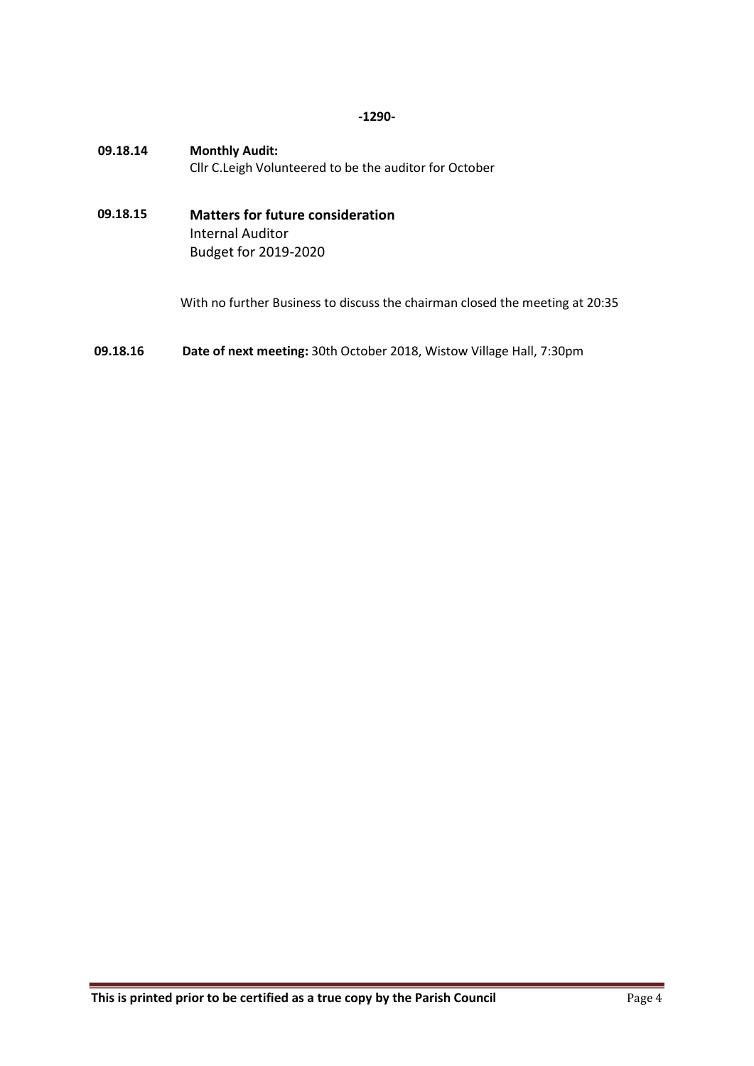-1290-

**09.18.14 Monthly Audit:**
Cllr C.Leigh Volunteered to be the auditor for October

**09.18.15 Matters for future consideration**
Internal Auditor
Budget for 2019-2020

With no further Business to discuss the chairman closed the meeting at 20:35

**09.18.16 Date of next meeting:** 30th October 2018, Wistow Village Hall, 7:30pm

**This is printed prior to be certified as a true copy by the Parish Council**